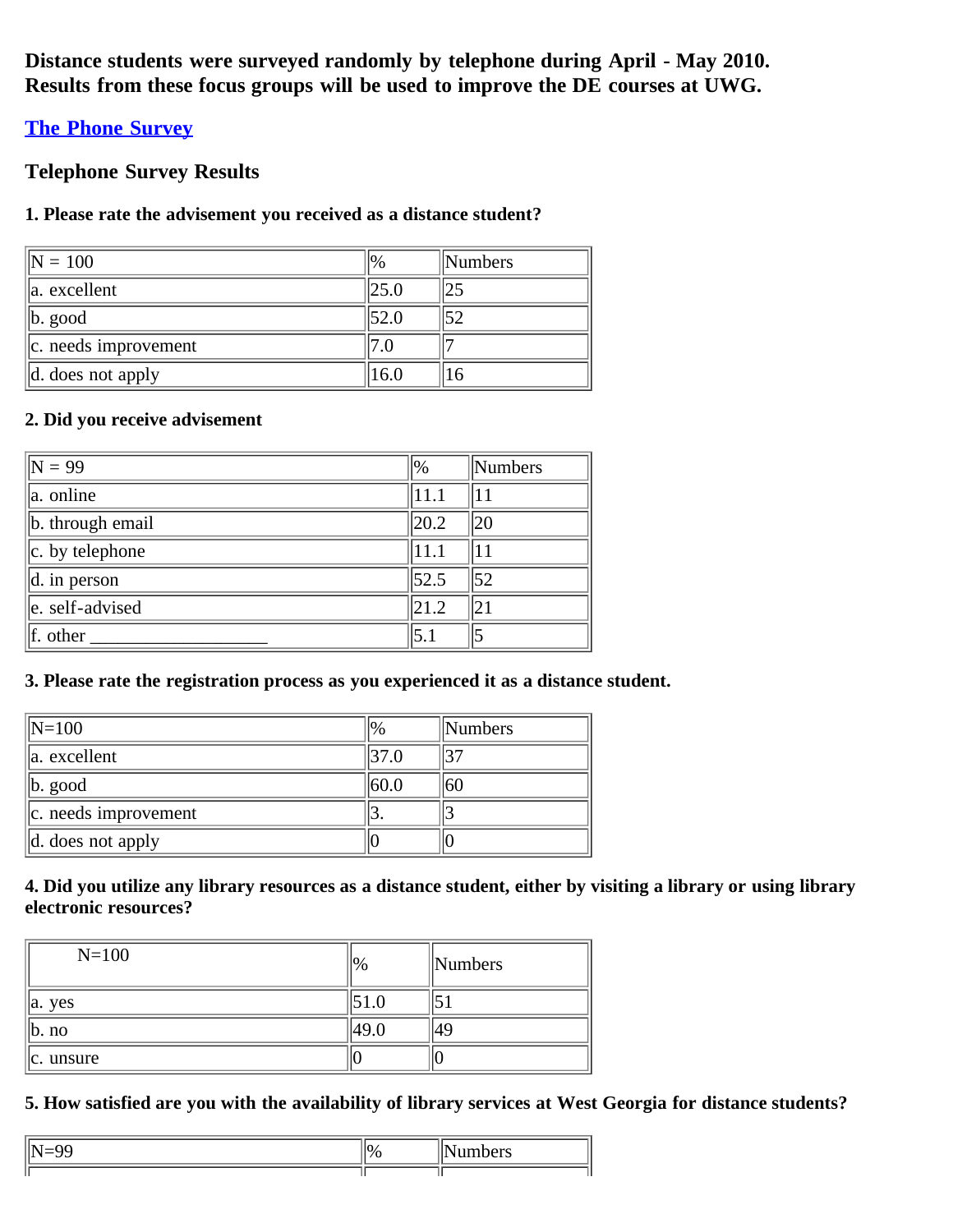**Distance students were surveyed randomly by telephone during April - May 2010. Results from these focus groups will be used to improve the DE courses at UWG.**

[**The Phone Survey**]

### Telephone Survey Results

#### 1. Please rate the advisement you received as a distance student?

| N = 100 | % | Numbers |
|---|---|---|
| a. excellent | 25.0 | 25 |
| b. good | 52.0 | 52 |
| c. needs improvement | 7.0 | 7 |
| d. does not apply | 16.0 | 16 |

#### 2. Did you receive advisement

| N = 99 | % | Numbers |
|---|---|---|
| a. online | 11.1 | 11 |
| b. through email | 20.2 | 20 |
| c. by telephone | 11.1 | 11 |
| d. in person | 52.5 | 52 |
| e. self-advised | 21.2 | 21 |
| f. other ___________________ | 5.1 | 5 |

#### 3. Please rate the registration process as you experienced it as a distance student.

| N=100 | % | Numbers |
|---|---|---|
| a. excellent | 37.0 | 37 |
| b. good | 60.0 | 60 |
| c. needs improvement | 3. | 3 |
| d. does not apply | 0 | 0 |

#### 4. Did you utilize any library resources as a distance student, either by visiting a library or using library electronic resources?

| N=100 | % | Numbers |
|---|---|---|
| a. yes | 51.0 | 51 |
| b. no | 49.0 | 49 |
| c. unsure | 0 | 0 |

#### 5. How satisfied are you with the availability of library services at West Georgia for distance students?

| N=99 | % | Numbers |
|---|---|---|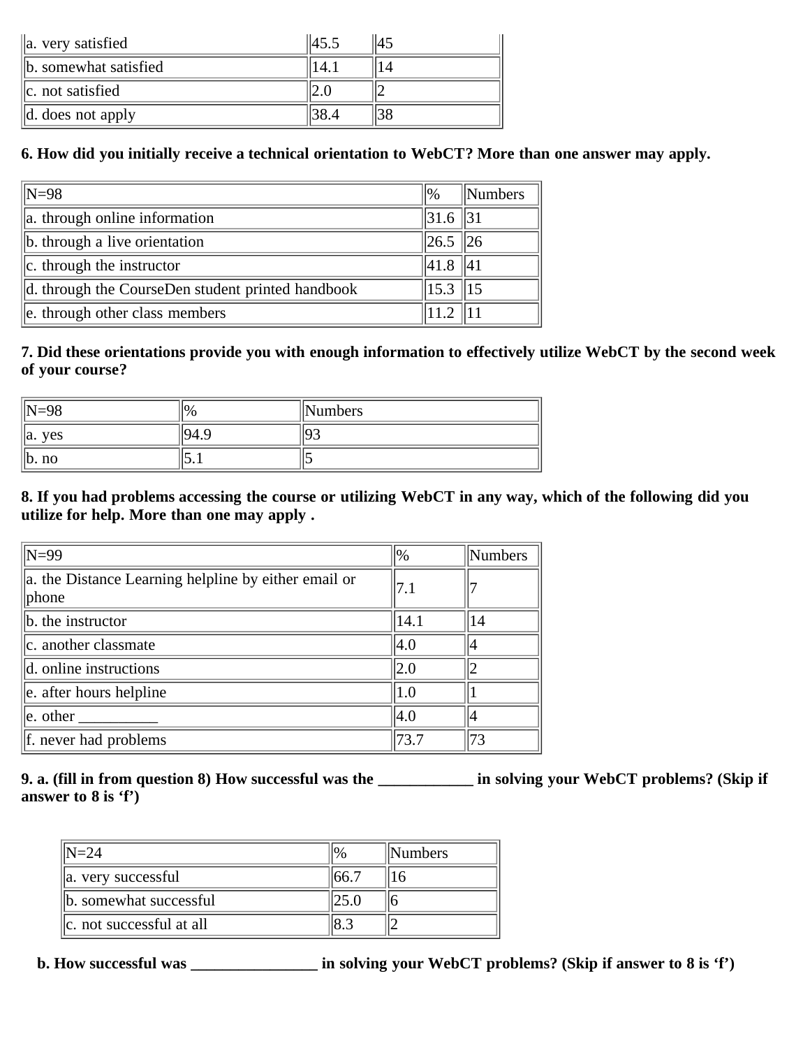| a. very satisfied | 45.5 | 45 |
| --- | --- | --- |
| b. somewhat satisfied | 14.1 | 14 |
| c. not satisfied | 2.0 | 2 |
| d. does not apply | 38.4 | 38 |

**6. How did you initially receive a technical orientation to WebCT? More than one answer may apply.**

| N=98 | % | Numbers |
| --- | --- | --- |
| a. through online information | 31.6 | 31 |
| b. through a live orientation | 26.5 | 26 |
| c. through the instructor | 41.8 | 41 |
| d. through the CourseDen student printed handbook | 15.3 | 15 |
| e. through other class members | 11.2 | 11 |

**7. Did these orientations provide you with enough information to effectively utilize WebCT by the second week of your course?**

| N=98 | % | Numbers |
| --- | --- | --- |
| a. yes | 94.9 | 93 |
| b. no | 5.1 | 5 |

**8. If you had problems accessing the course or utilizing WebCT in any way, which of the following did you utilize for help. More than one may apply .**

| N=99 | % | Numbers |
| --- | --- | --- |
| a. the Distance Learning helpline by either email or phone | 7.1 | 7 |
| b. the instructor | 14.1 | 14 |
| c. another classmate | 4.0 | 4 |
| d. online instructions | 2.0 | 2 |
| e. after hours helpline | 1.0 | 1 |
| e. other __________ | 4.0 | 4 |
| f. never had problems | 73.7 | 73 |

**9. a. (fill in from question 8) How successful was the ____________ in solving your WebCT problems? (Skip if answer to 8 is 'f')**

| N=24 | % | Numbers |
| --- | --- | --- |
| a. very successful | 66.7 | 16 |
| b. somewhat successful | 25.0 | 6 |
| c. not successful at all | 8.3 | 2 |

**b. How successful was ________________ in solving your WebCT problems? (Skip if answer to 8 is 'f')**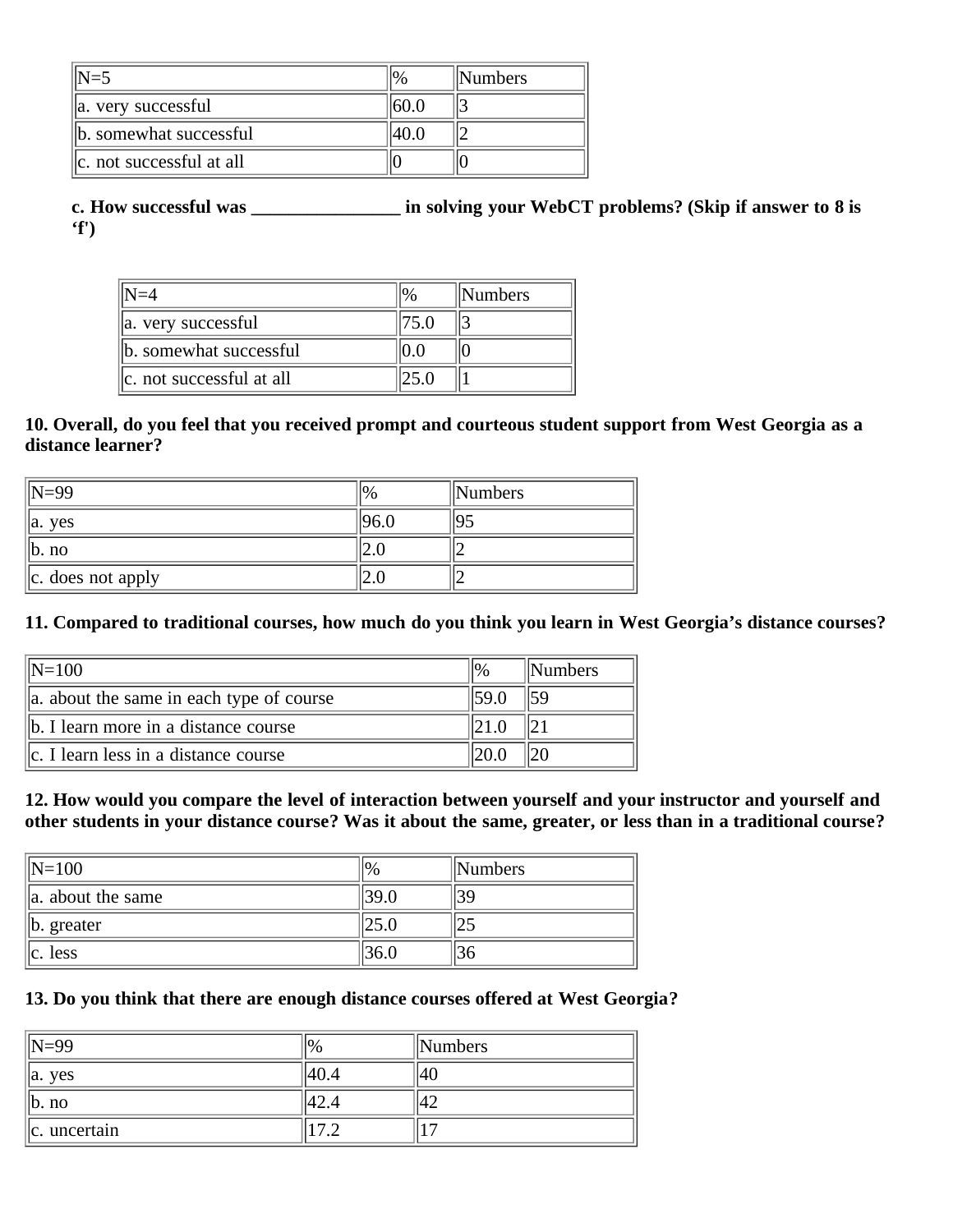| N=5 | % | Numbers |
| --- | --- | --- |
| a. very successful | 60.0 | 3 |
| b. somewhat successful | 40.0 | 2 |
| c. not successful at all | 0 | 0 |

**c. How successful was ________________ in solving your WebCT problems? (Skip if answer to 8 is 'f')**

| N=4 | % | Numbers |
| --- | --- | --- |
| a. very successful | 75.0 | 3 |
| b. somewhat successful | 0.0 | 0 |
| c. not successful at all | 25.0 | 1 |

**10. Overall, do you feel that you received prompt and courteous student support from West Georgia as a distance learner?**

| N=99 | % | Numbers |
| --- | --- | --- |
| a. yes | 96.0 | 95 |
| b. no | 2.0 | 2 |
| c. does not apply | 2.0 | 2 |

**11. Compared to traditional courses, how much do you think you learn in West Georgia's distance courses?**

| N=100 | % | Numbers |
| --- | --- | --- |
| a. about the same in each type of course | 59.0 | 59 |
| b. I learn more in a distance course | 21.0 | 21 |
| c. I learn less in a distance course | 20.0 | 20 |

**12. How would you compare the level of interaction between yourself and your instructor and yourself and other students in your distance course? Was it about the same, greater, or less than in a traditional course?**

| N=100 | % | Numbers |
| --- | --- | --- |
| a. about the same | 39.0 | 39 |
| b. greater | 25.0 | 25 |
| c. less | 36.0 | 36 |

**13. Do you think that there are enough distance courses offered at West Georgia?**

| N=99 | % | Numbers |
| --- | --- | --- |
| a. yes | 40.4 | 40 |
| b. no | 42.4 | 42 |
| c. uncertain | 17.2 | 17 |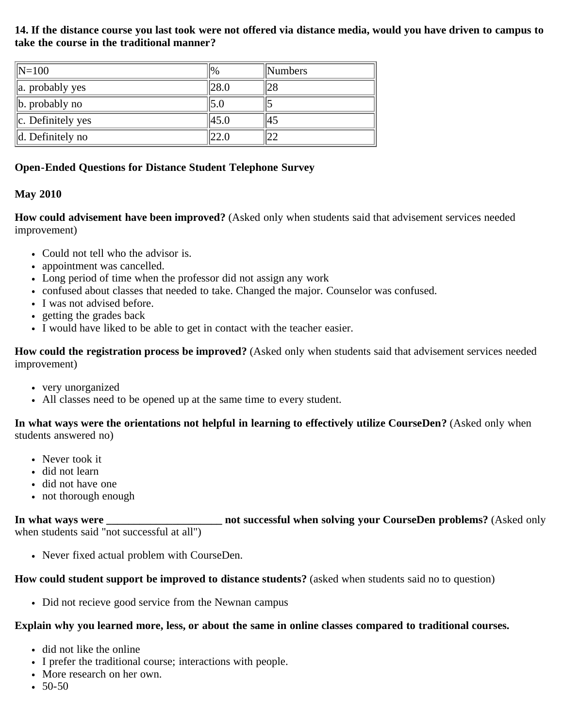**14. If the distance course you last took were not offered via distance media, would you have driven to campus to take the course in the traditional manner?**

| N=100 | % | Numbers |
|---|---|---|
| a. probably yes | 28.0 | 28 |
| b. probably no | 5.0 | 5 |
| c. Definitely yes | 45.0 | 45 |
| d. Definitely no | 22.0 | 22 |

**Open-Ended Questions for Distance Student Telephone Survey**

**May 2010**

**How could advisement have been improved?** (Asked only when students said that advisement services needed improvement)

- Could not tell who the advisor is.
- appointment was cancelled.
- Long period of time when the professor did not assign any work
- confused about classes that needed to take. Changed the major. Counselor was confused.
- I was not advised before.
- getting the grades back
- I would have liked to be able to get in contact with the teacher easier.

**How could the registration process be improved?** (Asked only when students said that advisement services needed improvement)

- very unorganized
- All classes need to be opened up at the same time to every student.

**In what ways were the orientations not helpful in learning to effectively utilize CourseDen?** (Asked only when students answered no)

- Never took it
- did not learn
- did not have one
- not thorough enough

**In what ways were _____________________ not successful when solving your CourseDen problems?** (Asked only when students said "not successful at all")

- Never fixed actual problem with CourseDen.

**How could student support be improved to distance students?** (asked when students said no to question)

- Did not recieve good service from the Newnan campus

**Explain why you learned more, less, or about the same in online classes compared to traditional courses.**

- did not like the online
- I prefer the traditional course; interactions with people.
- More research on her own.
- 50-50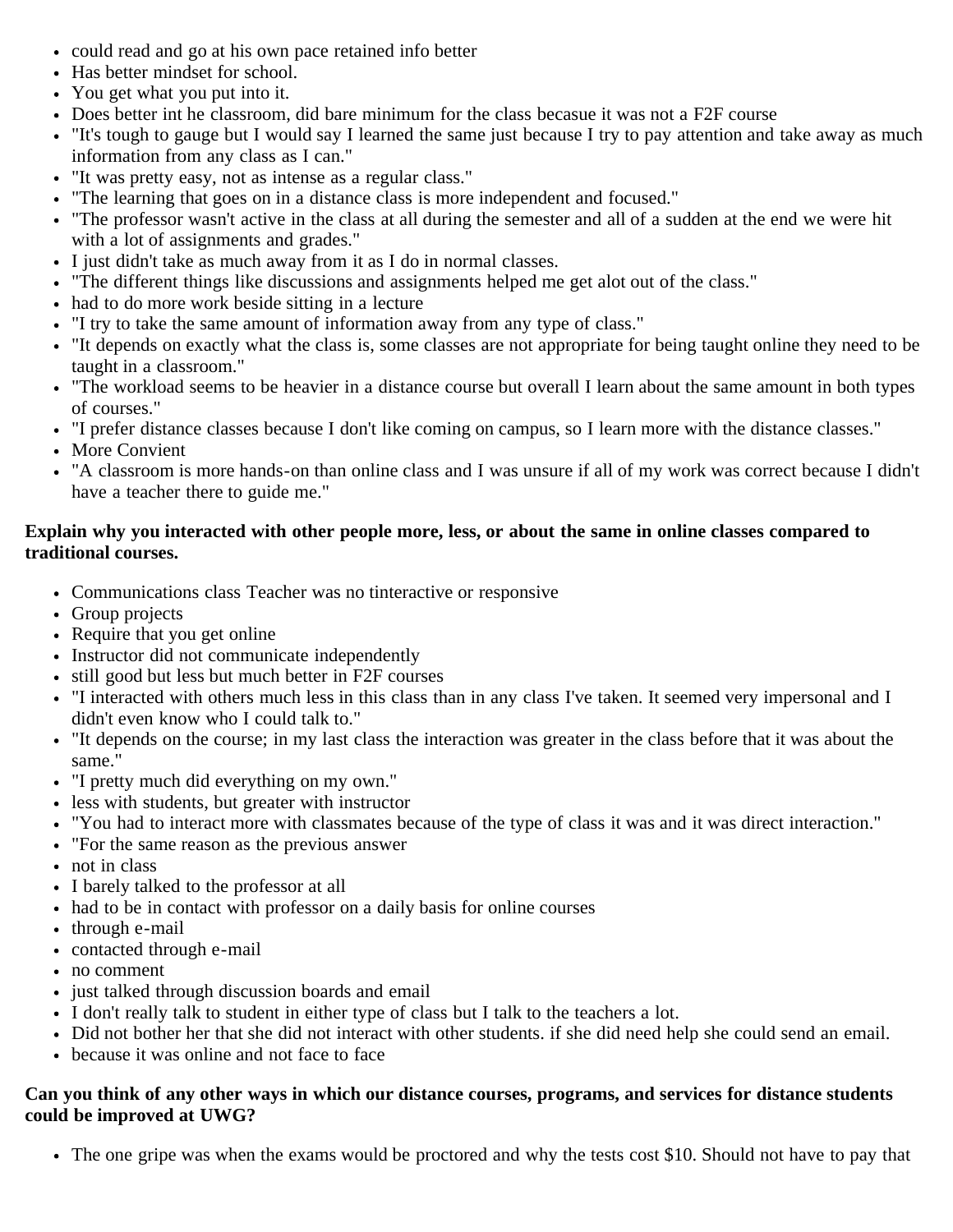- could read and go at his own pace retained info better
- Has better mindset for school.
- You get what you put into it.
- Does better int he classroom, did bare minimum for the class becasue it was not a F2F course
- "It's tough to gauge but I would say I learned the same just because I try to pay attention and take away as much information from any class as I can."
- "It was pretty easy, not as intense as a regular class."
- "The learning that goes on in a distance class is more independent and focused."
- "The professor wasn't active in the class at all during the semester and all of a sudden at the end we were hit with a lot of assignments and grades."
- I just didn't take as much away from it as I do in normal classes.
- "The different things like discussions and assignments helped me get alot out of the class."
- had to do more work beside sitting in a lecture
- "I try to take the same amount of information away from any type of class."
- "It depends on exactly what the class is, some classes are not appropriate for being taught online they need to be taught in a classroom."
- "The workload seems to be heavier in a distance course but overall I learn about the same amount in both types of courses."
- "I prefer distance classes because I don't like coming on campus, so I learn more with the distance classes."
- More Convient
- "A classroom is more hands-on than online class and I was unsure if all of my work was correct because I didn't have a teacher there to guide me."

**Explain why you interacted with other people more, less, or about the same in online classes compared to traditional courses.**

- Communications class Teacher was no tinteractive or responsive
- Group projects
- Require that you get online
- Instructor did not communicate independently
- still good but less but much better in F2F courses
- "I interacted with others much less in this class than in any class I've taken. It seemed very impersonal and I didn't even know who I could talk to."
- "It depends on the course; in my last class the interaction was greater in the class before that it was about the same."
- "I pretty much did everything on my own."
- less with students, but greater with instructor
- "You had to interact more with classmates because of the type of class it was and it was direct interaction."
- "For the same reason as the previous answer
- not in class
- I barely talked to the professor at all
- had to be in contact with professor on a daily basis for online courses
- through e-mail
- contacted through e-mail
- no comment
- just talked through discussion boards and email
- I don't really talk to student in either type of class but I talk to the teachers a lot.
- Did not bother her that she did not interact with other students. if she did need help she could send an email.
- because it was online and not face to face

**Can you think of any other ways in which our distance courses, programs, and services for distance students could be improved at UWG?**

- The one gripe was when the exams would be proctored and why the tests cost $10. Should not have to pay that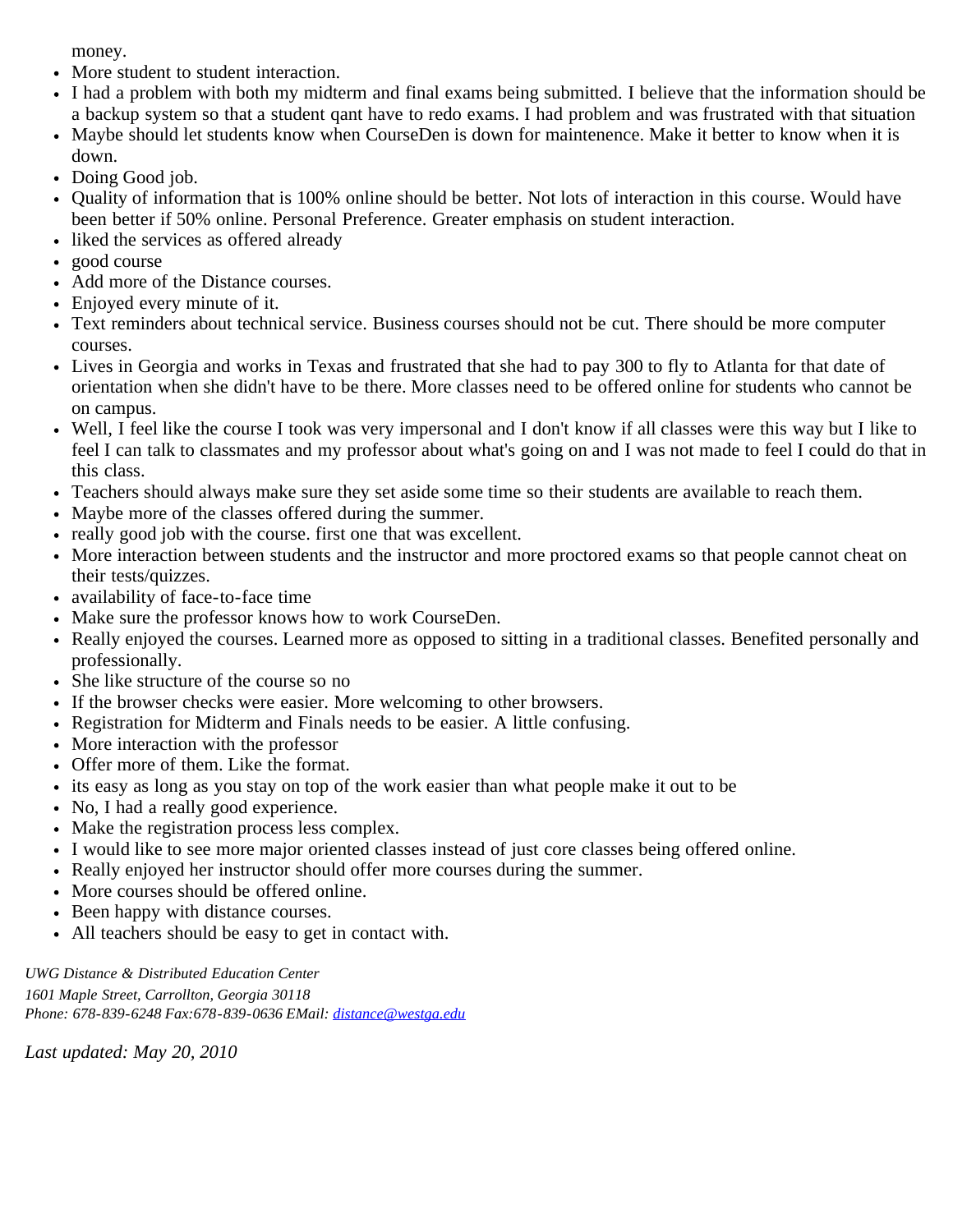money.

- More student to student interaction.
- I had a problem with both my midterm and final exams being submitted. I believe that the information should be a backup system so that a student qant have to redo exams. I had problem and was frustrated with that situation
- Maybe should let students know when CourseDen is down for maintenence. Make it better to know when it is down.
- Doing Good job.
- Quality of information that is 100% online should be better. Not lots of interaction in this course. Would have been better if 50% online. Personal Preference. Greater emphasis on student interaction.
- liked the services as offered already
- good course
- Add more of the Distance courses.
- Enjoyed every minute of it.
- Text reminders about technical service. Business courses should not be cut. There should be more computer courses.
- Lives in Georgia and works in Texas and frustrated that she had to pay 300 to fly to Atlanta for that date of orientation when she didn't have to be there. More classes need to be offered online for students who cannot be on campus.
- Well, I feel like the course I took was very impersonal and I don't know if all classes were this way but I like to feel I can talk to classmates and my professor about what's going on and I was not made to feel I could do that in this class.
- Teachers should always make sure they set aside some time so their students are available to reach them.
- Maybe more of the classes offered during the summer.
- really good job with the course. first one that was excellent.
- More interaction between students and the instructor and more proctored exams so that people cannot cheat on their tests/quizzes.
- availability of face-to-face time
- Make sure the professor knows how to work CourseDen.
- Really enjoyed the courses. Learned more as opposed to sitting in a traditional classes. Benefited personally and professionally.
- She like structure of the course so no
- If the browser checks were easier. More welcoming to other browsers.
- Registration for Midterm and Finals needs to be easier. A little confusing.
- More interaction with the professor
- Offer more of them. Like the format.
- its easy as long as you stay on top of the work easier than what people make it out to be
- No, I had a really good experience.
- Make the registration process less complex.
- I would like to see more major oriented classes instead of just core classes being offered online.
- Really enjoyed her instructor should offer more courses during the summer.
- More courses should be offered online.
- Been happy with distance courses.
- All teachers should be easy to get in contact with.

*UWG Distance & Distributed Education Center*
*1601 Maple Street, Carrollton, Georgia 30118*
*Phone: 678-839-6248 Fax:678-839-0636 EMail: distance@westga.edu*

*Last updated: May 20, 2010*